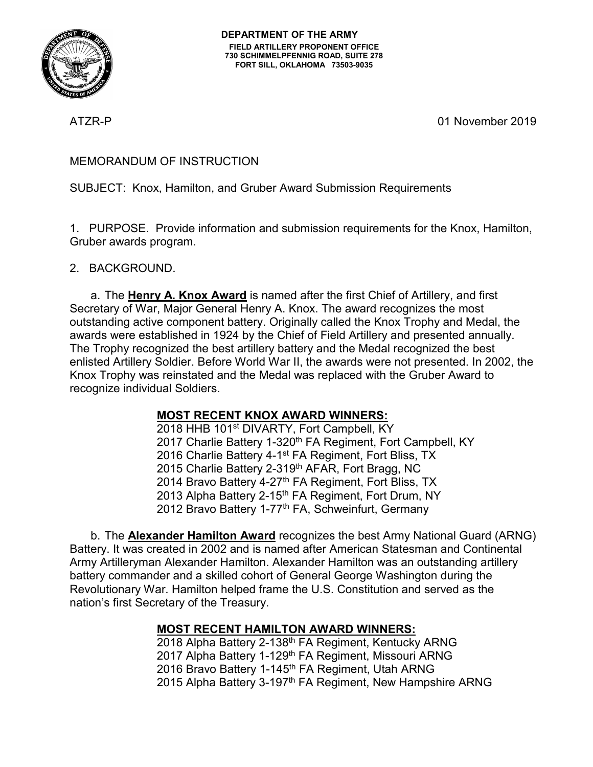**DEPARTMENT OF THE ARMY**
**FIELD ARTILLERY PROPONENT OFFICE**
**730 SCHIMMELPFENNIG ROAD, SUITE 278**
**FORT SILL, OKLAHOMA 73503-9035**

ATZR-P 01 November 2019

MEMORANDUM OF INSTRUCTION

SUBJECT: Knox, Hamilton, and Gruber Award Submission Requirements

1. PURPOSE. Provide information and submission requirements for the Knox, Hamilton, Gruber awards program.

2. BACKGROUND.

a. The **Henry A. Knox Award** is named after the first Chief of Artillery, and first Secretary of War, Major General Henry A. Knox. The award recognizes the most outstanding active component battery. Originally called the Knox Trophy and Medal, the awards were established in 1924 by the Chief of Field Artillery and presented annually. The Trophy recognized the best artillery battery and the Medal recognized the best enlisted Artillery Soldier. Before World War II, the awards were not presented. In 2002, the Knox Trophy was reinstated and the Medal was replaced with the Gruber Award to recognize individual Soldiers.

**MOST RECENT KNOX AWARD WINNERS:**

2018 HHB 101st DIVARTY, Fort Campbell, KY
2017 Charlie Battery 1-320th FA Regiment, Fort Campbell, KY
2016 Charlie Battery 4-1st FA Regiment, Fort Bliss, TX
2015 Charlie Battery 2-319th AFAR, Fort Bragg, NC
2014 Bravo Battery 4-27th FA Regiment, Fort Bliss, TX
2013 Alpha Battery 2-15th FA Regiment, Fort Drum, NY
2012 Bravo Battery 1-77th FA, Schweinfurt, Germany

b. The **Alexander Hamilton Award** recognizes the best Army National Guard (ARNG) Battery. It was created in 2002 and is named after American Statesman and Continental Army Artilleryman Alexander Hamilton. Alexander Hamilton was an outstanding artillery battery commander and a skilled cohort of General George Washington during the Revolutionary War. Hamilton helped frame the U.S. Constitution and served as the nation's first Secretary of the Treasury.

**MOST RECENT HAMILTON AWARD WINNERS:**

2018 Alpha Battery 2-138th FA Regiment, Kentucky ARNG
2017 Alpha Battery 1-129th FA Regiment, Missouri ARNG
2016 Bravo Battery 1-145th FA Regiment, Utah ARNG
2015 Alpha Battery 3-197th FA Regiment, New Hampshire ARNG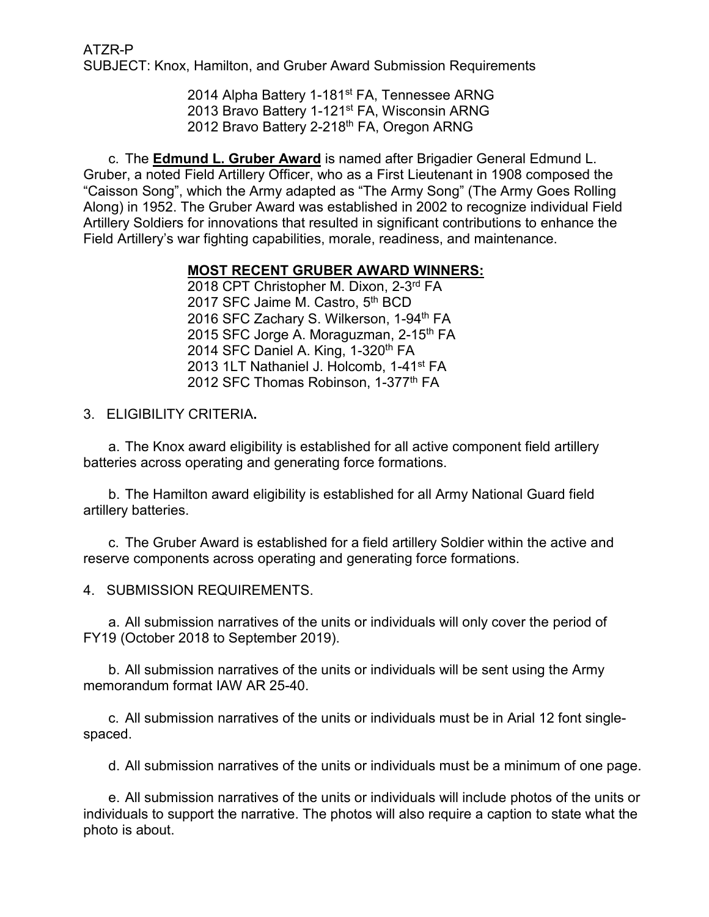2014 Alpha Battery 1-181st FA, Tennessee ARNG
2013 Bravo Battery 1-121st FA, Wisconsin ARNG
2012 Bravo Battery 2-218th FA, Oregon ARNG

c. The **Edmund L. Gruber Award** is named after Brigadier General Edmund L. Gruber, a noted Field Artillery Officer, who as a First Lieutenant in 1908 composed the "Caisson Song", which the Army adapted as "The Army Song" (The Army Goes Rolling Along) in 1952. The Gruber Award was established in 2002 to recognize individual Field Artillery Soldiers for innovations that resulted in significant contributions to enhance the Field Artillery's war fighting capabilities, morale, readiness, and maintenance.

**MOST RECENT GRUBER AWARD WINNERS:**

2018 CPT Christopher M. Dixon, 2-3rd FA
2017 SFC Jaime M. Castro, 5th BCD
2016 SFC Zachary S. Wilkerson, 1-94th FA
2015 SFC Jorge A. Moraguzman, 2-15th FA
2014 SFC Daniel A. King, 1-320th FA
2013 1LT Nathaniel J. Holcomb, 1-41st FA
2012 SFC Thomas Robinson, 1-377th FA

3. ELIGIBILITY CRITERIA**.**

a. The Knox award eligibility is established for all active component field artillery batteries across operating and generating force formations.

b. The Hamilton award eligibility is established for all Army National Guard field artillery batteries.

c. The Gruber Award is established for a field artillery Soldier within the active and reserve components across operating and generating force formations.

4. SUBMISSION REQUIREMENTS.

a. All submission narratives of the units or individuals will only cover the period of FY19 (October 2018 to September 2019).

b. All submission narratives of the units or individuals will be sent using the Army memorandum format IAW AR 25-40.

c. All submission narratives of the units or individuals must be in Arial 12 font single-spaced.

d. All submission narratives of the units or individuals must be a minimum of one page.

e. All submission narratives of the units or individuals will include photos of the units or individuals to support the narrative. The photos will also require a caption to state what the photo is about.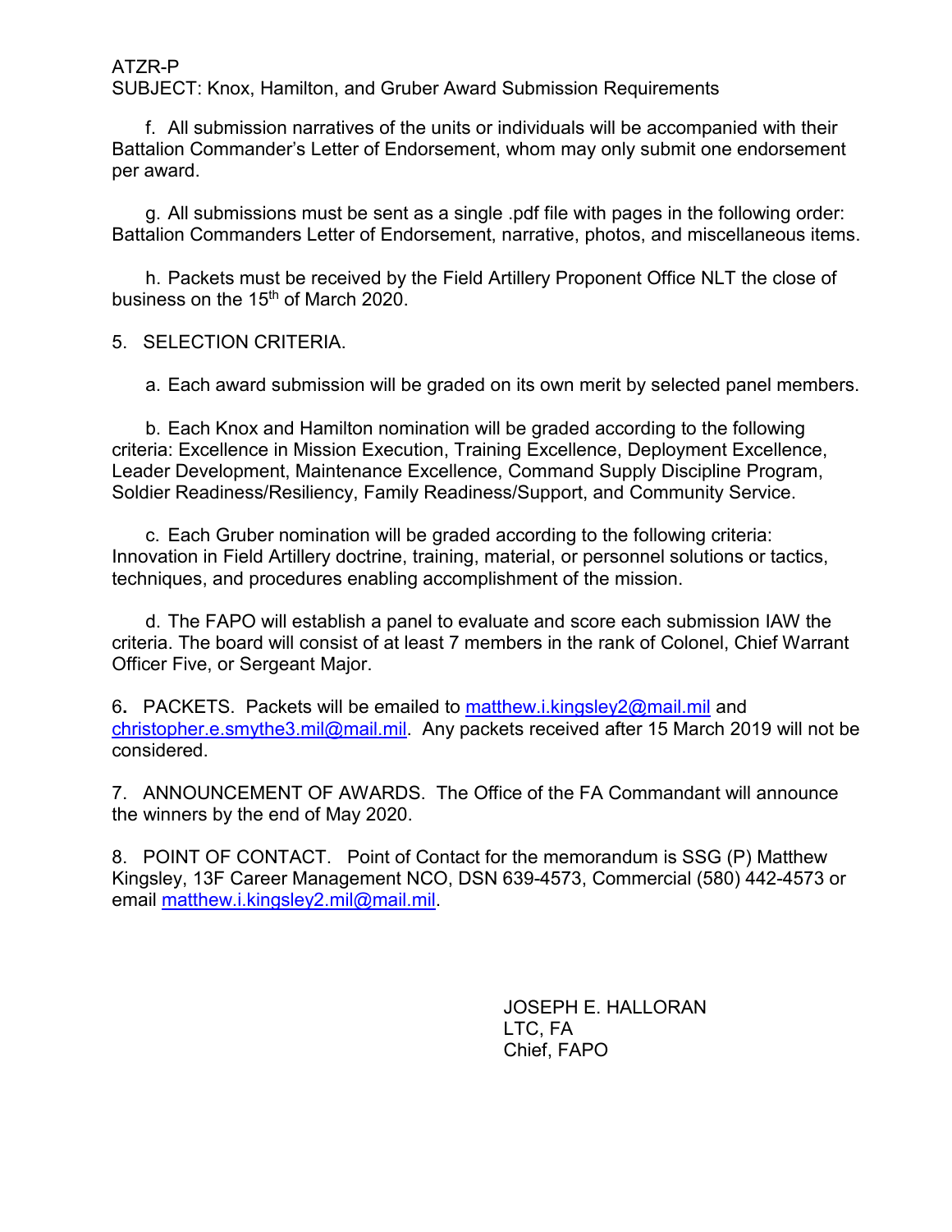ATZR-P
SUBJECT: Knox, Hamilton, and Gruber Award Submission Requirements

f. All submission narratives of the units or individuals will be accompanied with their Battalion Commander's Letter of Endorsement, whom may only submit one endorsement per award.

g. All submissions must be sent as a single .pdf file with pages in the following order: Battalion Commanders Letter of Endorsement, narrative, photos, and miscellaneous items.

h. Packets must be received by the Field Artillery Proponent Office NLT the close of business on the 15th of March 2020.

5. SELECTION CRITERIA.

a. Each award submission will be graded on its own merit by selected panel members.

b. Each Knox and Hamilton nomination will be graded according to the following criteria: Excellence in Mission Execution, Training Excellence, Deployment Excellence, Leader Development, Maintenance Excellence, Command Supply Discipline Program, Soldier Readiness/Resiliency, Family Readiness/Support, and Community Service.

c. Each Gruber nomination will be graded according to the following criteria: Innovation in Field Artillery doctrine, training, material, or personnel solutions or tactics, techniques, and procedures enabling accomplishment of the mission.

d. The FAPO will establish a panel to evaluate and score each submission IAW the criteria. The board will consist of at least 7 members in the rank of Colonel, Chief Warrant Officer Five, or Sergeant Major.

6. PACKETS. Packets will be emailed to matthew.i.kingsley2@mail.mil and christopher.e.smythe3.mil@mail.mil. Any packets received after 15 March 2019 will not be considered.

7. ANNOUNCEMENT OF AWARDS. The Office of the FA Commandant will announce the winners by the end of May 2020.

8. POINT OF CONTACT. Point of Contact for the memorandum is SSG (P) Matthew Kingsley, 13F Career Management NCO, DSN 639-4573, Commercial (580) 442-4573 or email matthew.i.kingsley2.mil@mail.mil.

JOSEPH E. HALLORAN
LTC, FA
Chief, FAPO